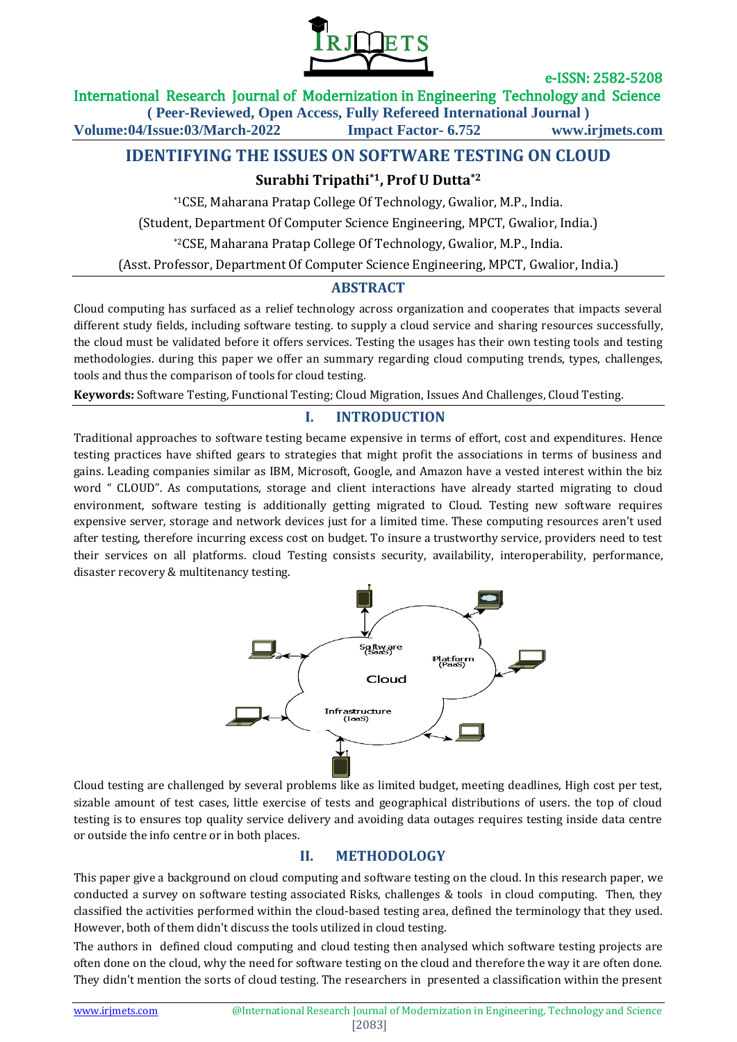# IDENTIFYING THE ISSUES ON SOFTWARE TESTING ON CLOUD

**Surabhi Tripathi[*1], Prof U Dutta[*2]**

[*1]CSE, Maharana Pratap College Of Technology, Gwalior, M.P., India.

(Student, Department Of Computer Science Engineering, MPCT, Gwalior, India.)

[*2]CSE, Maharana Pratap College Of Technology, Gwalior, M.P., India.

(Asst. Professor, Department Of Computer Science Engineering, MPCT, Gwalior, India.)

## ABSTRACT

Cloud computing has surfaced as a relief technology across organization and cooperates that impacts several different study fields, including software testing. to supply a cloud service and sharing resources successfully, the cloud must be validated before it offers services. Testing the usages has their own testing tools and testing methodologies. during this paper we offer an summary regarding cloud computing trends, types, challenges, tools and thus the comparison of tools for cloud testing.

**Keywords:** Software Testing, Functional Testing; Cloud Migration, Issues And Challenges, Cloud Testing.

## I. INTRODUCTION

Traditional approaches to software testing became expensive in terms of effort, cost and expenditures. Hence testing practices have shifted gears to strategies that might profit the associations in terms of business and gains. Leading companies similar as IBM, Microsoft, Google, and Amazon have a vested interest within the biz word " CLOUD". As computations, storage and client interactions have already started migrating to cloud environment, software testing is additionally getting migrated to Cloud. Testing new software requires expensive server, storage and network devices just for a limited time. These computing resources aren't used after testing, therefore incurring excess cost on budget. To insure a trustworthy service, providers need to test their services on all platforms. cloud Testing consists security, availability, interoperability, performance, disaster recovery & multitenancy testing.

Software (SaaS)

Platform (PaaS)

Cloud

Infrastructure (IaaS)

Cloud testing are challenged by several problems like as limited budget, meeting deadlines, High cost per test, sizable amount of test cases, little exercise of tests and geographical distributions of users. the top of cloud testing is to ensures top quality service delivery and avoiding data outages requires testing inside data centre or outside the info centre or in both places.

## II. METHODOLOGY

This paper give a background on cloud computing and software testing on the cloud. In this research paper, we conducted a survey on software testing associated Risks, challenges & tools in cloud computing. Then, they classified the activities performed within the cloud-based testing area, defined the terminology that they used. However, both of them didn't discuss the tools utilized in cloud testing.

The authors in defined cloud computing and cloud testing then analysed which software testing projects are often done on the cloud, why the need for software testing on the cloud and therefore the way it are often done. They didn't mention the sorts of cloud testing. The researchers in presented a classification within the present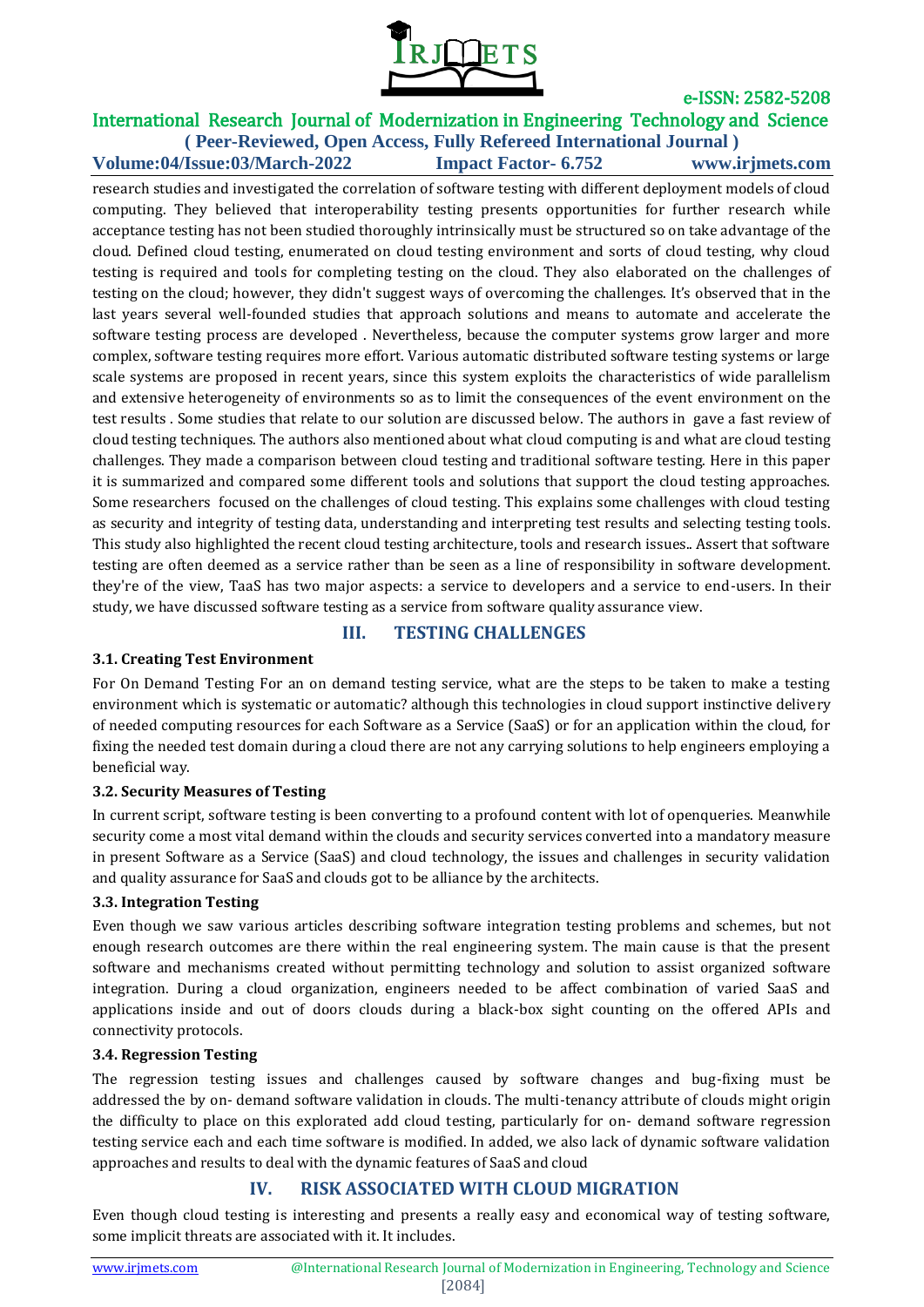research studies and investigated the correlation of software testing with different deployment models of cloud computing. They believed that interoperability testing presents opportunities for further research while acceptance testing has not been studied thoroughly intrinsically must be structured so on take advantage of the cloud. Defined cloud testing, enumerated on cloud testing environment and sorts of cloud testing, why cloud testing is required and tools for completing testing on the cloud. They also elaborated on the challenges of testing on the cloud; however, they didn't suggest ways of overcoming the challenges. It's observed that in the last years several well-founded studies that approach solutions and means to automate and accelerate the software testing process are developed . Nevertheless, because the computer systems grow larger and more complex, software testing requires more effort. Various automatic distributed software testing systems or large scale systems are proposed in recent years, since this system exploits the characteristics of wide parallelism and extensive heterogeneity of environments so as to limit the consequences of the event environment on the test results . Some studies that relate to our solution are discussed below. The authors in gave a fast review of cloud testing techniques. The authors also mentioned about what cloud computing is and what are cloud testing challenges. They made a comparison between cloud testing and traditional software testing. Here in this paper it is summarized and compared some different tools and solutions that support the cloud testing approaches. Some researchers focused on the challenges of cloud testing. This explains some challenges with cloud testing as security and integrity of testing data, understanding and interpreting test results and selecting testing tools. This study also highlighted the recent cloud testing architecture, tools and research issues.. Assert that software testing are often deemed as a service rather than be seen as a line of responsibility in software development. they're of the view, TaaS has two major aspects: a service to developers and a service to end-users. In their study, we have discussed software testing as a service from software quality assurance view.

## III. TESTING CHALLENGES

### 3.1. Creating Test Environment

For On Demand Testing For an on demand testing service, what are the steps to be taken to make a testing environment which is systematic or automatic? although this technologies in cloud support instinctive delivery of needed computing resources for each Software as a Service (SaaS) or for an application within the cloud, for fixing the needed test domain during a cloud there are not any carrying solutions to help engineers employing a beneficial way.

### 3.2. Security Measures of Testing

In current script, software testing is been converting to a profound content with lot of openqueries. Meanwhile security come a most vital demand within the clouds and security services converted into a mandatory measure in present Software as a Service (SaaS) and cloud technology, the issues and challenges in security validation and quality assurance for SaaS and clouds got to be alliance by the architects.

### 3.3. Integration Testing

Even though we saw various articles describing software integration testing problems and schemes, but not enough research outcomes are there within the real engineering system. The main cause is that the present software and mechanisms created without permitting technology and solution to assist organized software integration. During a cloud organization, engineers needed to be affect combination of varied SaaS and applications inside and out of doors clouds during a black-box sight counting on the offered APIs and connectivity protocols.

### 3.4. Regression Testing

The regression testing issues and challenges caused by software changes and bug-fixing must be addressed the by on- demand software validation in clouds. The multi-tenancy attribute of clouds might origin the difficulty to place on this explorated add cloud testing, particularly for on- demand software regression testing service each and each time software is modified. In added, we also lack of dynamic software validation approaches and results to deal with the dynamic features of SaaS and cloud

## IV. RISK ASSOCIATED WITH CLOUD MIGRATION

Even though cloud testing is interesting and presents a really easy and economical way of testing software, some implicit threats are associated with it. It includes.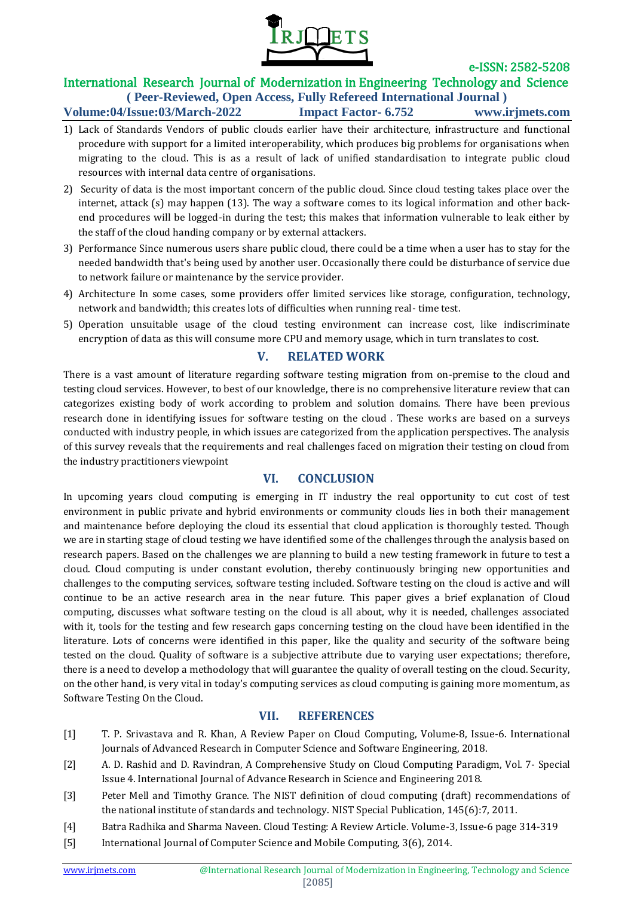1) Lack of Standards Vendors of public clouds earlier have their architecture, infrastructure and functional procedure with support for a limited interoperability, which produces big problems for organisations when migrating to the cloud. This is as a result of lack of unified standardisation to integrate public cloud resources with internal data centre of organisations.
2) Security of data is the most important concern of the public cloud. Since cloud testing takes place over the internet, attack (s) may happen (13). The way a software comes to its logical information and other back-end procedures will be logged-in during the test; this makes that information vulnerable to leak either by the staff of the cloud handing company or by external attackers.
3) Performance Since numerous users share public cloud, there could be a time when a user has to stay for the needed bandwidth that's being used by another user. Occasionally there could be disturbance of service due to network failure or maintenance by the service provider.
4) Architecture In some cases, some providers offer limited services like storage, configuration, technology, network and bandwidth; this creates lots of difficulties when running real- time test.
5) Operation unsuitable usage of the cloud testing environment can increase cost, like indiscriminate encryption of data as this will consume more CPU and memory usage, which in turn translates to cost.

## V. RELATED WORK

There is a vast amount of literature regarding software testing migration from on-premise to the cloud and testing cloud services. However, to best of our knowledge, there is no comprehensive literature review that can categorizes existing body of work according to problem and solution domains. There have been previous research done in identifying issues for software testing on the cloud . These works are based on a surveys conducted with industry people, in which issues are categorized from the application perspectives. The analysis of this survey reveals that the requirements and real challenges faced on migration their testing on cloud from the industry practitioners viewpoint

## VI. CONCLUSION

In upcoming years cloud computing is emerging in IT industry the real opportunity to cut cost of test environment in public private and hybrid environments or community clouds lies in both their management and maintenance before deploying the cloud its essential that cloud application is thoroughly tested. Though we are in starting stage of cloud testing we have identified some of the challenges through the analysis based on research papers. Based on the challenges we are planning to build a new testing framework in future to test a cloud. Cloud computing is under constant evolution, thereby continuously bringing new opportunities and challenges to the computing services, software testing included. Software testing on the cloud is active and will continue to be an active research area in the near future. This paper gives a brief explanation of Cloud computing, discusses what software testing on the cloud is all about, why it is needed, challenges associated with it, tools for the testing and few research gaps concerning testing on the cloud have been identified in the literature. Lots of concerns were identified in this paper, like the quality and security of the software being tested on the cloud. Quality of software is a subjective attribute due to varying user expectations; therefore, there is a need to develop a methodology that will guarantee the quality of overall testing on the cloud. Security, on the other hand, is very vital in today's computing services as cloud computing is gaining more momentum, as Software Testing On the Cloud.

## VII. REFERENCES

[1] T. P. Srivastava and R. Khan, A Review Paper on Cloud Computing, Volume-8, Issue-6. International Journals of Advanced Research in Computer Science and Software Engineering, 2018.

[2] A. D. Rashid and D. Ravindran, A Comprehensive Study on Cloud Computing Paradigm, Vol. 7- Special Issue 4. International Journal of Advance Research in Science and Engineering 2018.

[3] Peter Mell and Timothy Grance. The NIST definition of cloud computing (draft) recommendations of the national institute of standards and technology. NIST Special Publication, 145(6):7, 2011.

[4] Batra Radhika and Sharma Naveen. Cloud Testing: A Review Article. Volume-3, Issue-6 page 314-319

[5] International Journal of Computer Science and Mobile Computing, 3(6), 2014.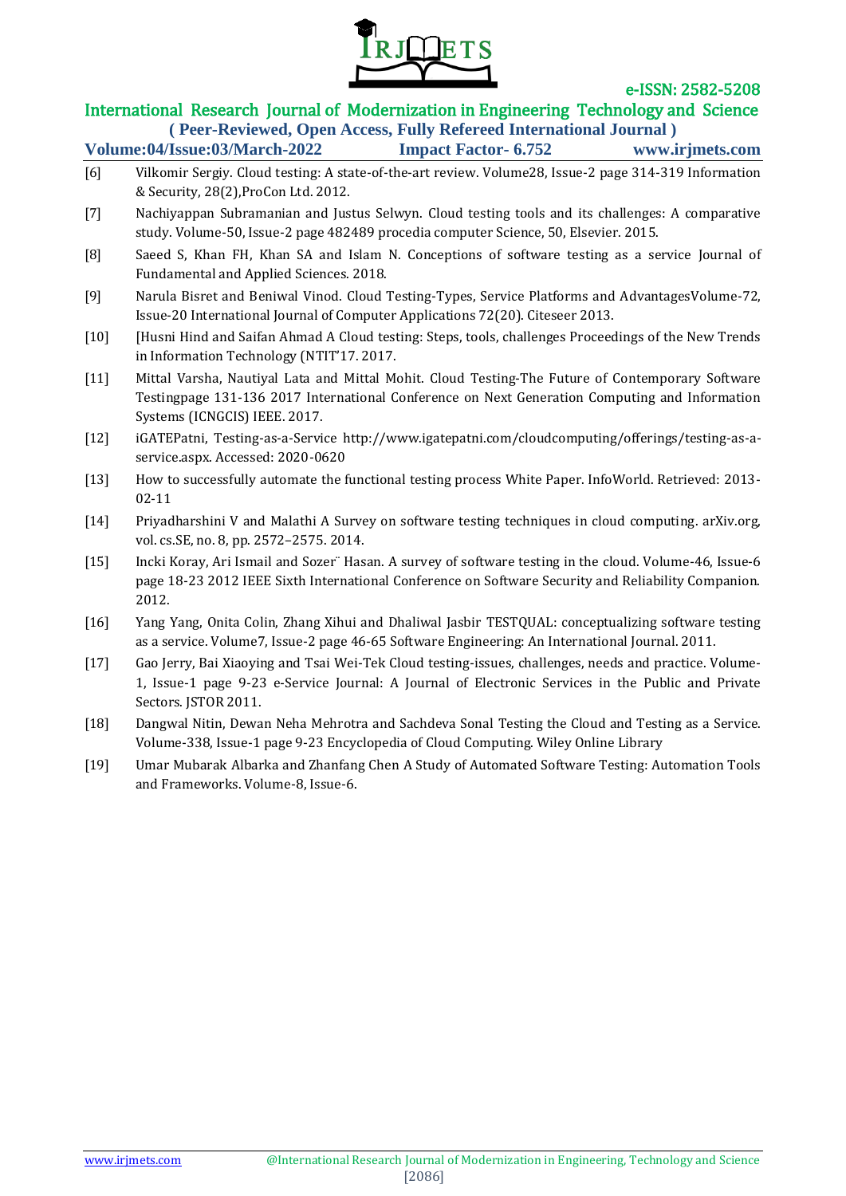[6] Vilkomir Sergiy. Cloud testing: A state-of-the-art review. Volume28, Issue-2 page 314-319 Information & Security, 28(2),ProCon Ltd. 2012.

[7] Nachiyappan Subramanian and Justus Selwyn. Cloud testing tools and its challenges: A comparative study. Volume-50, Issue-2 page 482489 procedia computer Science, 50, Elsevier. 2015.

[8] Saeed S, Khan FH, Khan SA and Islam N. Conceptions of software testing as a service Journal of Fundamental and Applied Sciences. 2018.

[9] Narula Bisret and Beniwal Vinod. Cloud Testing-Types, Service Platforms and AdvantagesVolume-72, Issue-20 International Journal of Computer Applications 72(20). Citeseer 2013.

[10] [Husni Hind and Saifan Ahmad A Cloud testing: Steps, tools, challenges Proceedings of the New Trends in Information Technology (NTIT'17. 2017.

[11] Mittal Varsha, Nautiyal Lata and Mittal Mohit. Cloud Testing-The Future of Contemporary Software Testingpage 131-136 2017 International Conference on Next Generation Computing and Information Systems (ICNGCIS) IEEE. 2017.

[12] iGATEPatni, Testing-as-a-Service http://www.igatepatni.com/cloudcomputing/offerings/testing-as-a-service.aspx. Accessed: 2020-0620

[13] How to successfully automate the functional testing process White Paper. InfoWorld. Retrieved: 2013-02-11

[14] Priyadharshini V and Malathi A Survey on software testing techniques in cloud computing. arXiv.org, vol. cs.SE, no. 8, pp. 2572–2575. 2014.

[15] Incki Koray, Ari Ismail and Sozer¨ Hasan. A survey of software testing in the cloud. Volume-46, Issue-6 page 18-23 2012 IEEE Sixth International Conference on Software Security and Reliability Companion. 2012.

[16] Yang Yang, Onita Colin, Zhang Xihui and Dhaliwal Jasbir TESTQUAL: conceptualizing software testing as a service. Volume7, Issue-2 page 46-65 Software Engineering: An International Journal. 2011.

[17] Gao Jerry, Bai Xiaoying and Tsai Wei-Tek Cloud testing-issues, challenges, needs and practice. Volume-1, Issue-1 page 9-23 e-Service Journal: A Journal of Electronic Services in the Public and Private Sectors. JSTOR 2011.

[18] Dangwal Nitin, Dewan Neha Mehrotra and Sachdeva Sonal Testing the Cloud and Testing as a Service. Volume-338, Issue-1 page 9-23 Encyclopedia of Cloud Computing. Wiley Online Library

[19] Umar Mubarak Albarka and Zhanfang Chen A Study of Automated Software Testing: Automation Tools and Frameworks. Volume-8, Issue-6.